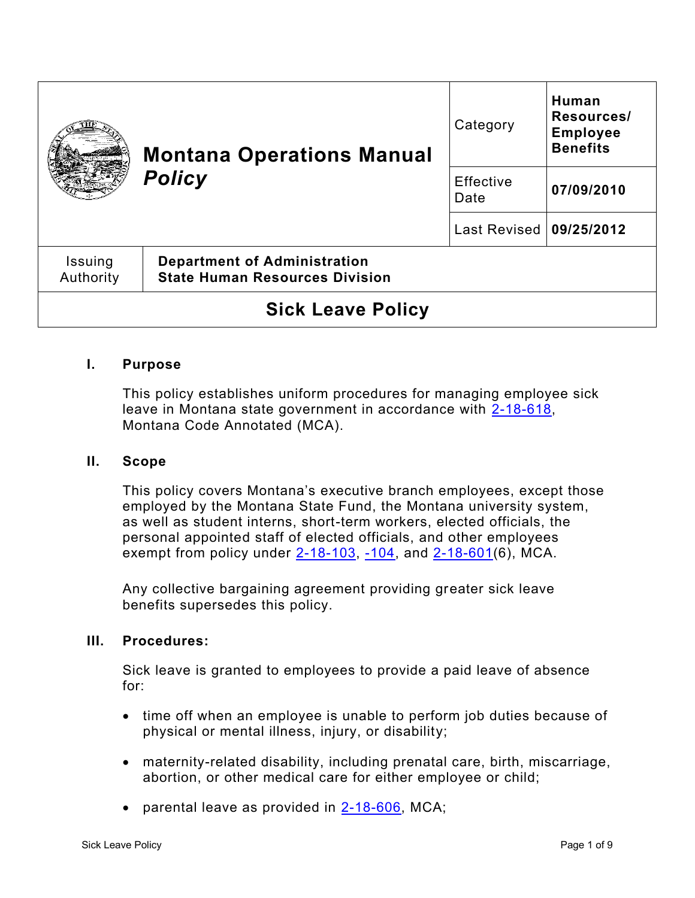| Montana Operations Manual *Policy* | Category | **Human Resources/ Employee Benefits** |
|---|---|---|
| | Effective Date | **07/09/2010** |
| | Last Revised | **09/25/2012** |

| Issuing Authority | **Department of Administration State Human Resources Division** |
|---|---|

# Sick Leave Policy

## I. Purpose

This policy establishes uniform procedures for managing employee sick leave in Montana state government in accordance with 2-18-618, Montana Code Annotated (MCA).

## II. Scope

This policy covers Montana's executive branch employees, except those employed by the Montana State Fund, the Montana university system, as well as student interns, short-term workers, elected officials, the personal appointed staff of elected officials, and other employees exempt from policy under 2-18-103, -104, and 2-18-601(6), MCA.

Any collective bargaining agreement providing greater sick leave benefits supersedes this policy.

## III. Procedures:

Sick leave is granted to employees to provide a paid leave of absence for:

- time off when an employee is unable to perform job duties because of physical or mental illness, injury, or disability;
- maternity-related disability, including prenatal care, birth, miscarriage, abortion, or other medical care for either employee or child;
- parental leave as provided in 2-18-606, MCA;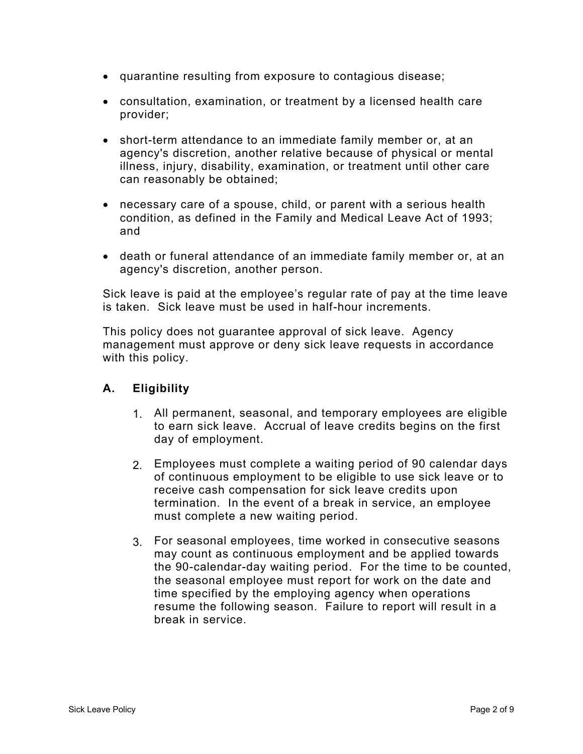- quarantine resulting from exposure to contagious disease;
- consultation, examination, or treatment by a licensed health care provider;
- short-term attendance to an immediate family member or, at an agency's discretion, another relative because of physical or mental illness, injury, disability, examination, or treatment until other care can reasonably be obtained;
- necessary care of a spouse, child, or parent with a serious health condition, as defined in the Family and Medical Leave Act of 1993; and
- death or funeral attendance of an immediate family member or, at an agency's discretion, another person.

Sick leave is paid at the employee's regular rate of pay at the time leave is taken. Sick leave must be used in half-hour increments.

This policy does not guarantee approval of sick leave. Agency management must approve or deny sick leave requests in accordance with this policy.

## A. Eligibility

1. All permanent, seasonal, and temporary employees are eligible to earn sick leave. Accrual of leave credits begins on the first day of employment.
2. Employees must complete a waiting period of 90 calendar days of continuous employment to be eligible to use sick leave or to receive cash compensation for sick leave credits upon termination. In the event of a break in service, an employee must complete a new waiting period.
3. For seasonal employees, time worked in consecutive seasons may count as continuous employment and be applied towards the 90-calendar-day waiting period. For the time to be counted, the seasonal employee must report for work on the date and time specified by the employing agency when operations resume the following season. Failure to report will result in a break in service.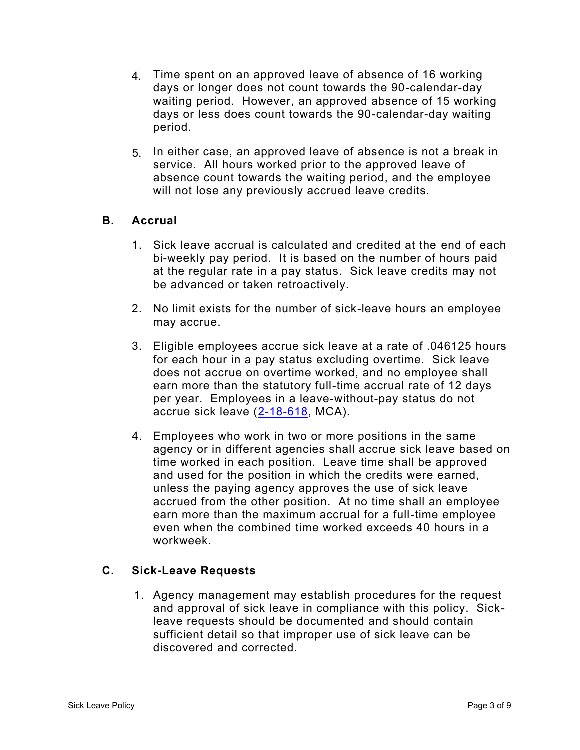4. Time spent on an approved leave of absence of 16 working days or longer does not count towards the 90-calendar-day waiting period. However, an approved absence of 15 working days or less does count towards the 90-calendar-day waiting period.

5. In either case, an approved leave of absence is not a break in service. All hours worked prior to the approved leave of absence count towards the waiting period, and the employee will not lose any previously accrued leave credits.

## B. Accrual

1. Sick leave accrual is calculated and credited at the end of each bi-weekly pay period. It is based on the number of hours paid at the regular rate in a pay status. Sick leave credits may not be advanced or taken retroactively.

2. No limit exists for the number of sick-leave hours an employee may accrue.

3. Eligible employees accrue sick leave at a rate of .046125 hours for each hour in a pay status excluding overtime. Sick leave does not accrue on overtime worked, and no employee shall earn more than the statutory full-time accrual rate of 12 days per year. Employees in a leave-without-pay status do not accrue sick leave (2-18-618, MCA).

4. Employees who work in two or more positions in the same agency or in different agencies shall accrue sick leave based on time worked in each position. Leave time shall be approved and used for the position in which the credits were earned, unless the paying agency approves the use of sick leave accrued from the other position. At no time shall an employee earn more than the maximum accrual for a full-time employee even when the combined time worked exceeds 40 hours in a workweek.

## C. Sick-Leave Requests

1. Agency management may establish procedures for the request and approval of sick leave in compliance with this policy. Sick-leave requests should be documented and should contain sufficient detail so that improper use of sick leave can be discovered and corrected.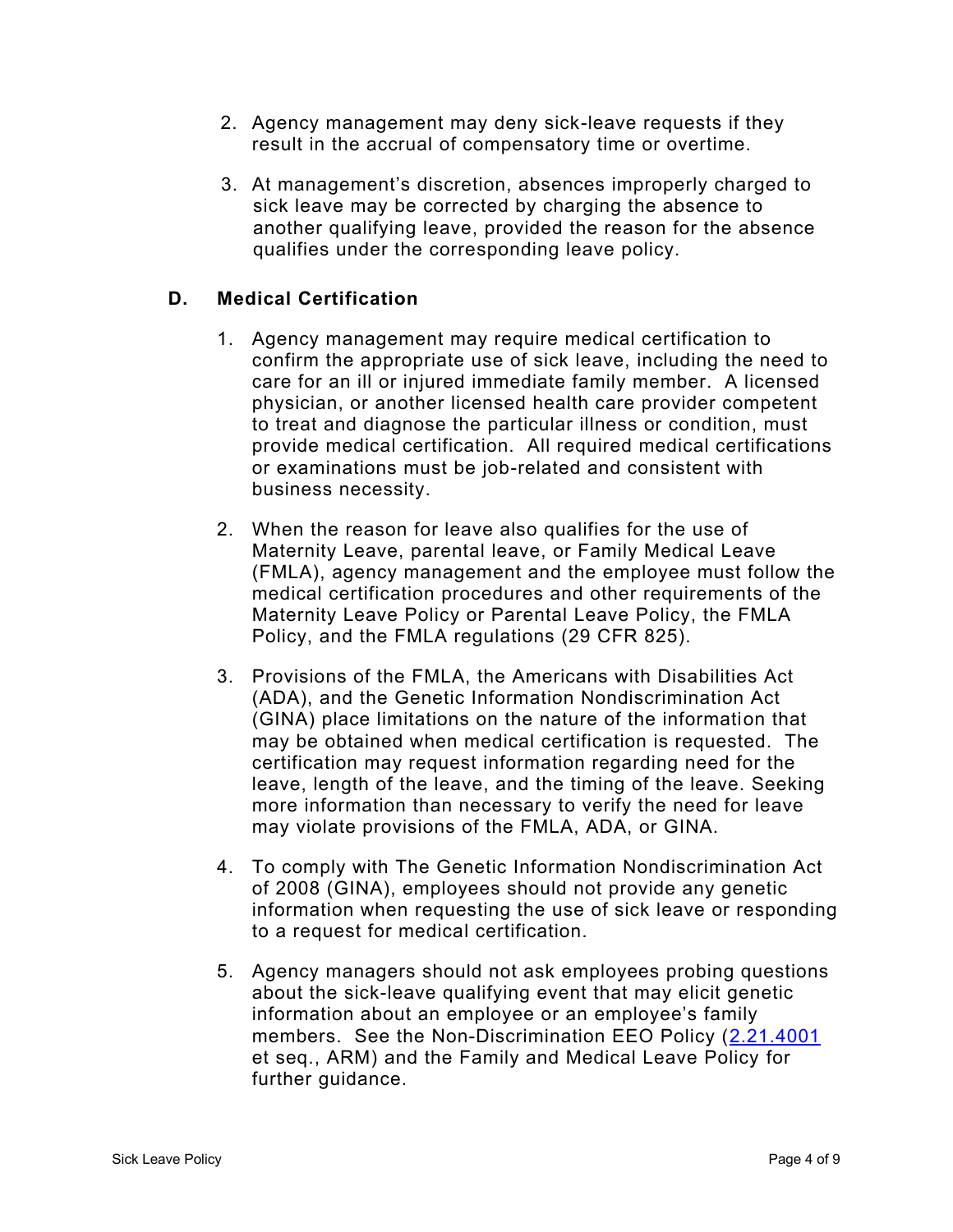2. Agency management may deny sick-leave requests if they result in the accrual of compensatory time or overtime.

3. At management's discretion, absences improperly charged to sick leave may be corrected by charging the absence to another qualifying leave, provided the reason for the absence qualifies under the corresponding leave policy.

## D. Medical Certification

1. Agency management may require medical certification to confirm the appropriate use of sick leave, including the need to care for an ill or injured immediate family member. A licensed physician, or another licensed health care provider competent to treat and diagnose the particular illness or condition, must provide medical certification. All required medical certifications or examinations must be job-related and consistent with business necessity.

2. When the reason for leave also qualifies for the use of Maternity Leave, parental leave, or Family Medical Leave (FMLA), agency management and the employee must follow the medical certification procedures and other requirements of the Maternity Leave Policy or Parental Leave Policy, the FMLA Policy, and the FMLA regulations (29 CFR 825).

3. Provisions of the FMLA, the Americans with Disabilities Act (ADA), and the Genetic Information Nondiscrimination Act (GINA) place limitations on the nature of the information that may be obtained when medical certification is requested. The certification may request information regarding need for the leave, length of the leave, and the timing of the leave. Seeking more information than necessary to verify the need for leave may violate provisions of the FMLA, ADA, or GINA.

4. To comply with The Genetic Information Nondiscrimination Act of 2008 (GINA), employees should not provide any genetic information when requesting the use of sick leave or responding to a request for medical certification.

5. Agency managers should not ask employees probing questions about the sick-leave qualifying event that may elicit genetic information about an employee or an employee's family members. See the Non-Discrimination EEO Policy (2.21.4001 et seq., ARM) and the Family and Medical Leave Policy for further guidance.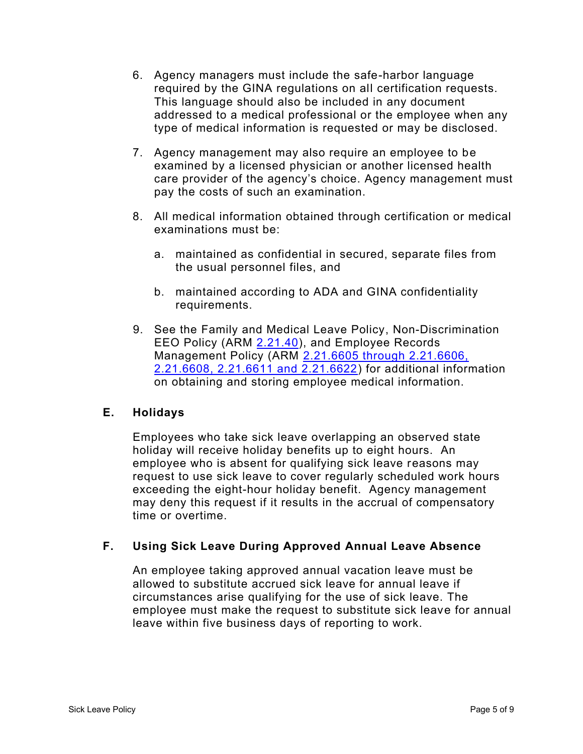6. Agency managers must include the safe-harbor language required by the GINA regulations on all certification requests. This language should also be included in any document addressed to a medical professional or the employee when any type of medical information is requested or may be disclosed.

7. Agency management may also require an employee to be examined by a licensed physician or another licensed health care provider of the agency's choice. Agency management must pay the costs of such an examination.

8. All medical information obtained through certification or medical examinations must be:

   a. maintained as confidential in secured, separate files from the usual personnel files, and

   b. maintained according to ADA and GINA confidentiality requirements.

9. See the Family and Medical Leave Policy, Non-Discrimination EEO Policy (ARM [2.21.40](#)), and Employee Records Management Policy (ARM [2.21.6605 through 2.21.6606, 2.21.6608, 2.21.6611 and 2.21.6622](#)) for additional information on obtaining and storing employee medical information.

## E. Holidays

Employees who take sick leave overlapping an observed state holiday will receive holiday benefits up to eight hours. An employee who is absent for qualifying sick leave reasons may request to use sick leave to cover regularly scheduled work hours exceeding the eight-hour holiday benefit. Agency management may deny this request if it results in the accrual of compensatory time or overtime.

## F. Using Sick Leave During Approved Annual Leave Absence

An employee taking approved annual vacation leave must be allowed to substitute accrued sick leave for annual leave if circumstances arise qualifying for the use of sick leave. The employee must make the request to substitute sick leave for annual leave within five business days of reporting to work.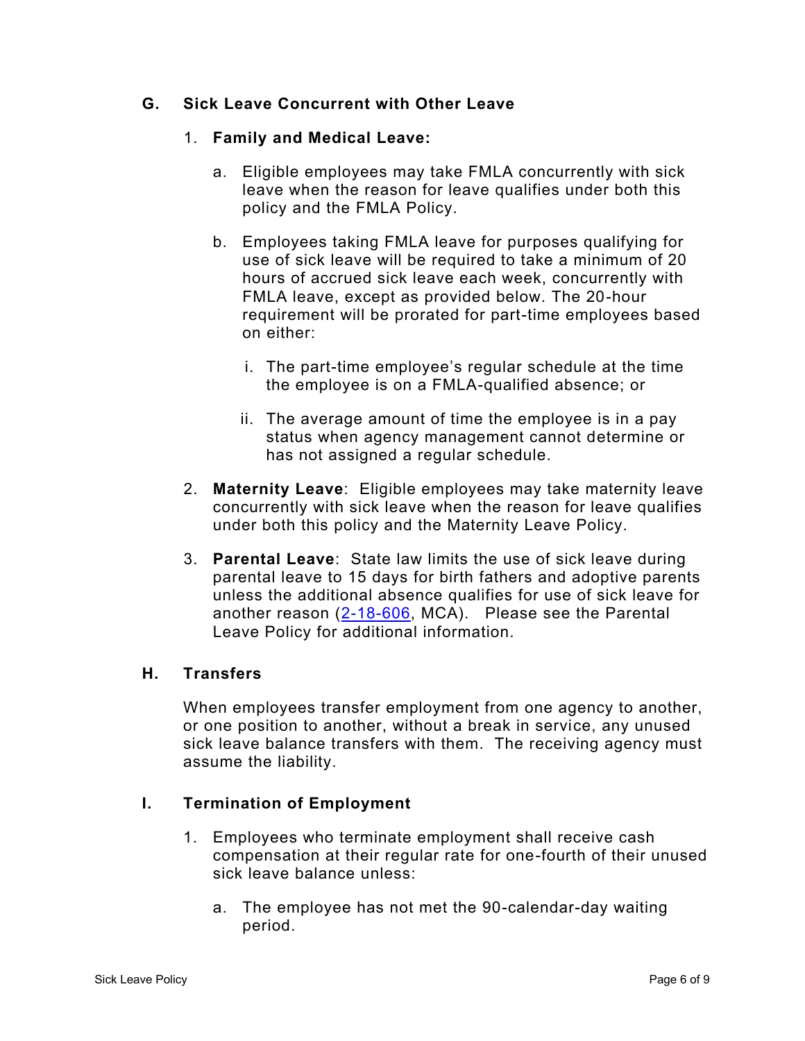## G. Sick Leave Concurrent with Other Leave

1. **Family and Medical Leave:**

   a. Eligible employees may take FMLA concurrently with sick leave when the reason for leave qualifies under both this policy and the FMLA Policy.

   b. Employees taking FMLA leave for purposes qualifying for use of sick leave will be required to take a minimum of 20 hours of accrued sick leave each week, concurrently with FMLA leave, except as provided below. The 20-hour requirement will be prorated for part-time employees based on either:

      i. The part-time employee's regular schedule at the time the employee is on a FMLA-qualified absence; or

      ii. The average amount of time the employee is in a pay status when agency management cannot determine or has not assigned a regular schedule.

2. **Maternity Leave**: Eligible employees may take maternity leave concurrently with sick leave when the reason for leave qualifies under both this policy and the Maternity Leave Policy.

3. **Parental Leave**: State law limits the use of sick leave during parental leave to 15 days for birth fathers and adoptive parents unless the additional absence qualifies for use of sick leave for another reason (2-18-606, MCA). Please see the Parental Leave Policy for additional information.

## H. Transfers

When employees transfer employment from one agency to another, or one position to another, without a break in service, any unused sick leave balance transfers with them. The receiving agency must assume the liability.

## I. Termination of Employment

1. Employees who terminate employment shall receive cash compensation at their regular rate for one-fourth of their unused sick leave balance unless:

   a. The employee has not met the 90-calendar-day waiting period.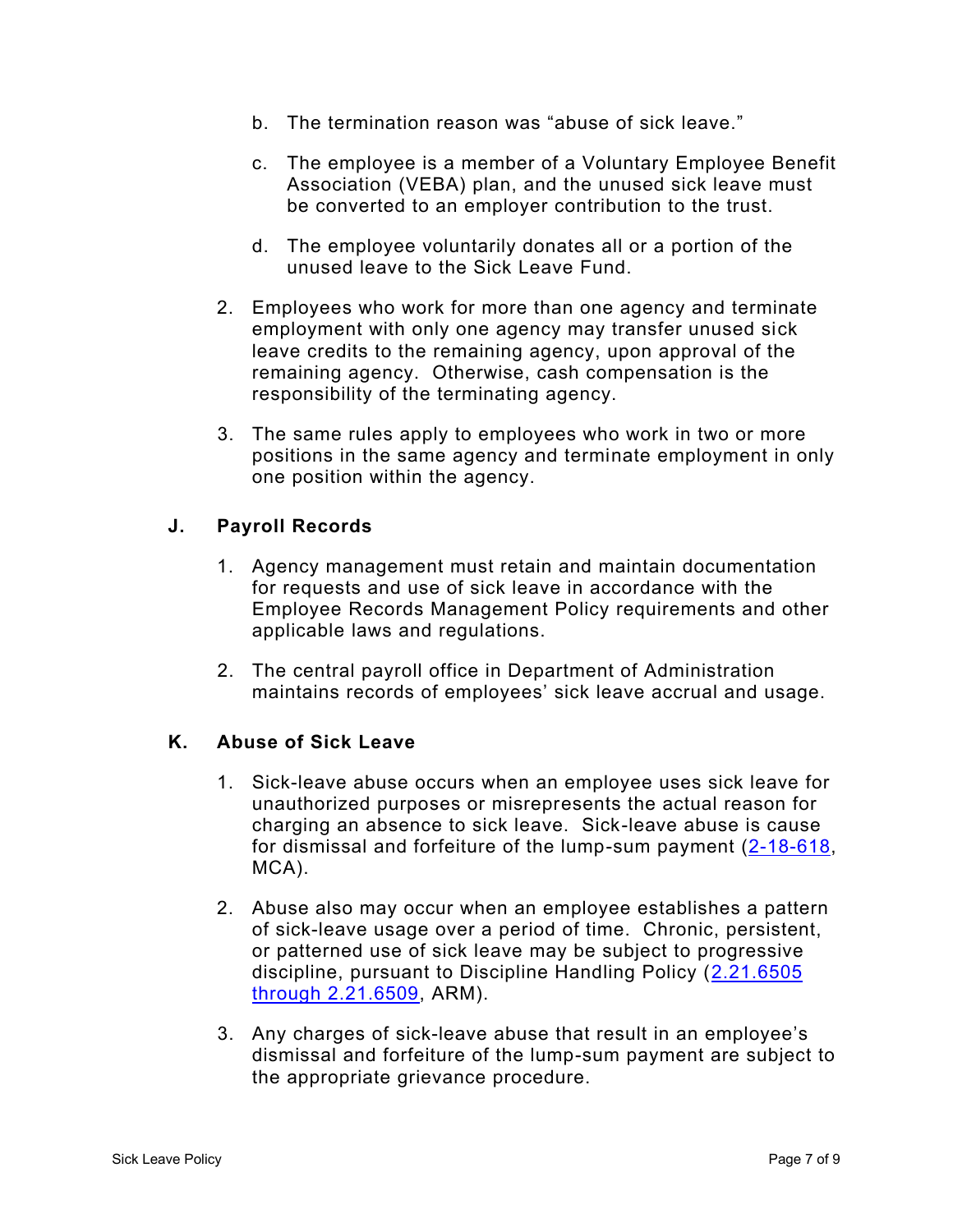b. The termination reason was "abuse of sick leave."

c. The employee is a member of a Voluntary Employee Benefit Association (VEBA) plan, and the unused sick leave must be converted to an employer contribution to the trust.

d. The employee voluntarily donates all or a portion of the unused leave to the Sick Leave Fund.

2. Employees who work for more than one agency and terminate employment with only one agency may transfer unused sick leave credits to the remaining agency, upon approval of the remaining agency. Otherwise, cash compensation is the responsibility of the terminating agency.

3. The same rules apply to employees who work in two or more positions in the same agency and terminate employment in only one position within the agency.

### J. Payroll Records

1. Agency management must retain and maintain documentation for requests and use of sick leave in accordance with the Employee Records Management Policy requirements and other applicable laws and regulations.

2. The central payroll office in Department of Administration maintains records of employees' sick leave accrual and usage.

### K. Abuse of Sick Leave

1. Sick-leave abuse occurs when an employee uses sick leave for unauthorized purposes or misrepresents the actual reason for charging an absence to sick leave. Sick-leave abuse is cause for dismissal and forfeiture of the lump-sum payment (2-18-618, MCA).

2. Abuse also may occur when an employee establishes a pattern of sick-leave usage over a period of time. Chronic, persistent, or patterned use of sick leave may be subject to progressive discipline, pursuant to Discipline Handling Policy (2.21.6505 through 2.21.6509, ARM).

3. Any charges of sick-leave abuse that result in an employee's dismissal and forfeiture of the lump-sum payment are subject to the appropriate grievance procedure.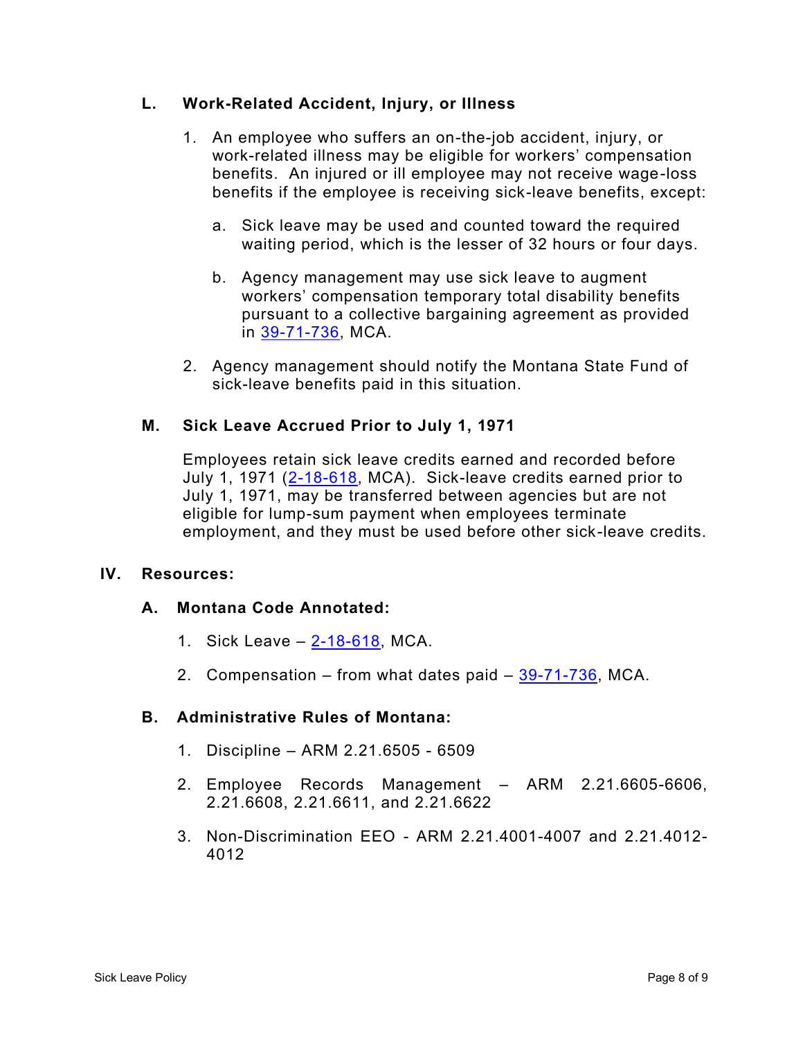### L. Work-Related Accident, Injury, or Illness

1. An employee who suffers an on-the-job accident, injury, or work-related illness may be eligible for workers' compensation benefits. An injured or ill employee may not receive wage-loss benefits if the employee is receiving sick-leave benefits, except:

   a. Sick leave may be used and counted toward the required waiting period, which is the lesser of 32 hours or four days.

   b. Agency management may use sick leave to augment workers' compensation temporary total disability benefits pursuant to a collective bargaining agreement as provided in 39-71-736, MCA.

2. Agency management should notify the Montana State Fund of sick-leave benefits paid in this situation.

### M. Sick Leave Accrued Prior to July 1, 1971

Employees retain sick leave credits earned and recorded before July 1, 1971 (2-18-618, MCA). Sick-leave credits earned prior to July 1, 1971, may be transferred between agencies but are not eligible for lump-sum payment when employees terminate employment, and they must be used before other sick-leave credits.

## IV. Resources:

### A. Montana Code Annotated:

1. Sick Leave – 2-18-618, MCA.

2. Compensation – from what dates paid – 39-71-736, MCA.

### B. Administrative Rules of Montana:

1. Discipline – ARM 2.21.6505 - 6509

2. Employee Records Management – ARM 2.21.6605-6606, 2.21.6608, 2.21.6611, and 2.21.6622

3. Non-Discrimination EEO - ARM 2.21.4001-4007 and 2.21.4012-4012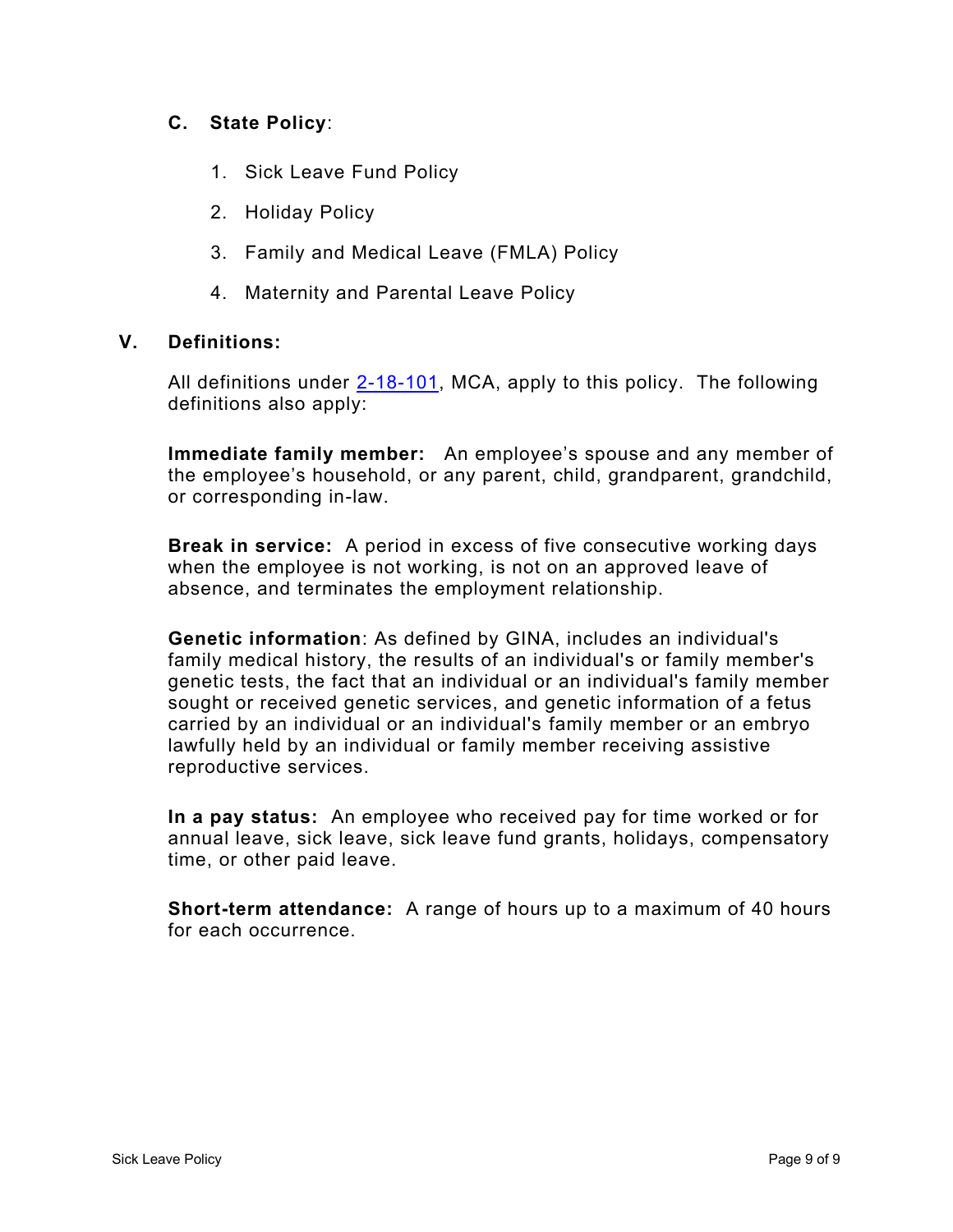### C. State Policy:

1. Sick Leave Fund Policy
2. Holiday Policy
3. Family and Medical Leave (FMLA) Policy
4. Maternity and Parental Leave Policy

## V. Definitions:

All definitions under 2-18-101, MCA, apply to this policy. The following definitions also apply:

**Immediate family member:** An employee's spouse and any member of the employee's household, or any parent, child, grandparent, grandchild, or corresponding in-law.

**Break in service:** A period in excess of five consecutive working days when the employee is not working, is not on an approved leave of absence, and terminates the employment relationship.

**Genetic information**: As defined by GINA, includes an individual's family medical history, the results of an individual's or family member's genetic tests, the fact that an individual or an individual's family member sought or received genetic services, and genetic information of a fetus carried by an individual or an individual's family member or an embryo lawfully held by an individual or family member receiving assistive reproductive services.

**In a pay status:** An employee who received pay for time worked or for annual leave, sick leave, sick leave fund grants, holidays, compensatory time, or other paid leave.

**Short-term attendance:** A range of hours up to a maximum of 40 hours for each occurrence.